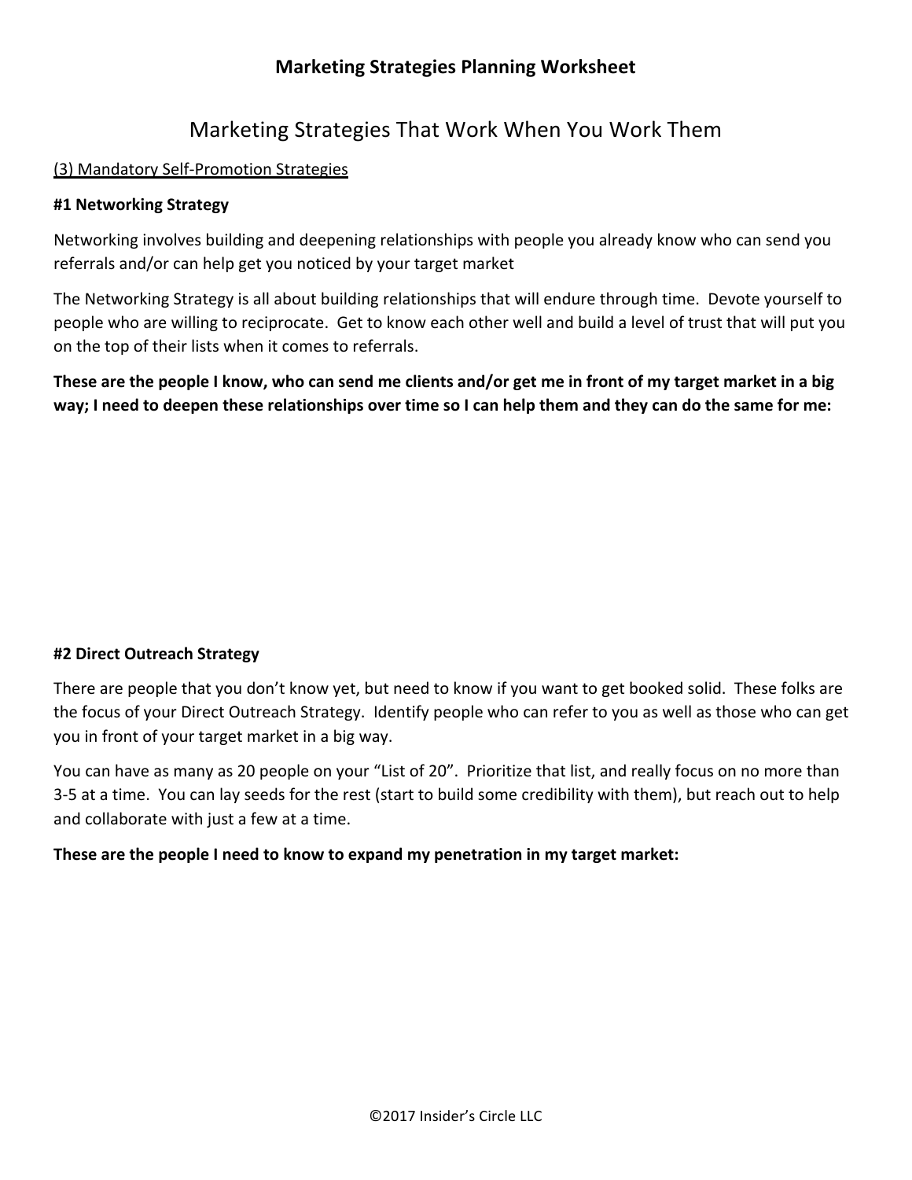# Marketing Strategies Planning Worksheet

## Marketing Strategies That Work When You Work Them

(3) Mandatory Self-Promotion Strategies

### #1 Networking Strategy

Networking involves building and deepening relationships with people you already know who can send you referrals and/or can help get you noticed by your target market

The Networking Strategy is all about building relationships that will endure through time. Devote yourself to people who are willing to reciprocate. Get to know each other well and build a level of trust that will put you on the top of their lists when it comes to referrals.

**These are the people I know, who can send me clients and/or get me in front of my target market in a big way; I need to deepen these relationships over time so I can help them and they can do the same for me:**

### #2 Direct Outreach Strategy

There are people that you don't know yet, but need to know if you want to get booked solid. These folks are the focus of your Direct Outreach Strategy. Identify people who can refer to you as well as those who can get you in front of your target market in a big way.

You can have as many as 20 people on your "List of 20". Prioritize that list, and really focus on no more than 3-5 at a time. You can lay seeds for the rest (start to build some credibility with them), but reach out to help and collaborate with just a few at a time.

**These are the people I need to know to expand my penetration in my target market:**

©2017 Insider's Circle LLC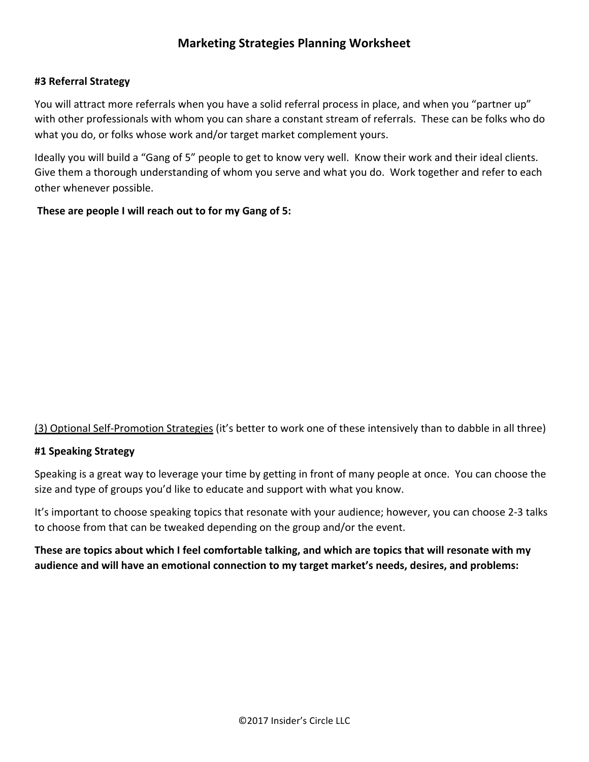# Marketing Strategies Planning Worksheet

### #3 Referral Strategy

You will attract more referrals when you have a solid referral process in place, and when you "partner up" with other professionals with whom you can share a constant stream of referrals. These can be folks who do what you do, or folks whose work and/or target market complement yours.

Ideally you will build a "Gang of 5" people to get to know very well. Know their work and their ideal clients. Give them a thorough understanding of whom you serve and what you do. Work together and refer to each other whenever possible.

**These are people I will reach out to for my Gang of 5:**

<u>(3) Optional Self-Promotion Strategies</u> (it's better to work one of these intensively than to dabble in all three)

### #1 Speaking Strategy

Speaking is a great way to leverage your time by getting in front of many people at once. You can choose the size and type of groups you'd like to educate and support with what you know.

It's important to choose speaking topics that resonate with your audience; however, you can choose 2-3 talks to choose from that can be tweaked depending on the group and/or the event.

**These are topics about which I feel comfortable talking, and which are topics that will resonate with my audience and will have an emotional connection to my target market's needs, desires, and problems:**

©2017 Insider's Circle LLC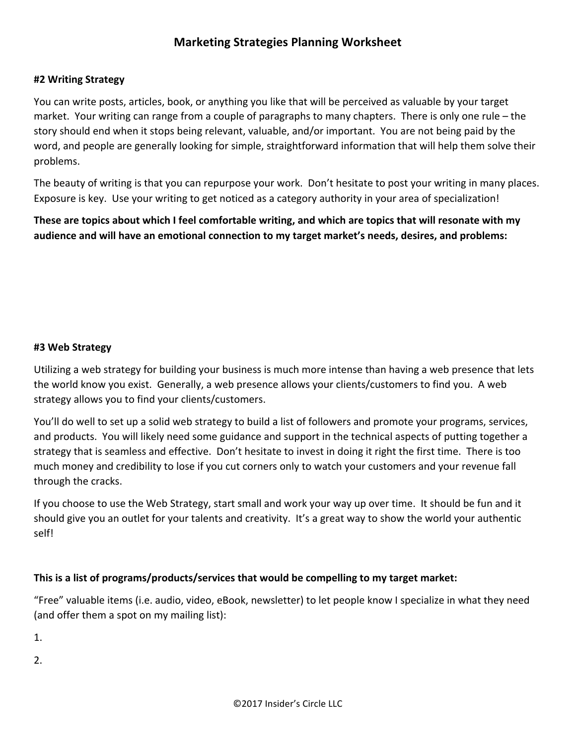# Marketing Strategies Planning Worksheet

**#2 Writing Strategy**

You can write posts, articles, book, or anything you like that will be perceived as valuable by your target market. Your writing can range from a couple of paragraphs to many chapters. There is only one rule – the story should end when it stops being relevant, valuable, and/or important. You are not being paid by the word, and people are generally looking for simple, straightforward information that will help them solve their problems.

The beauty of writing is that you can repurpose your work. Don't hesitate to post your writing in many places. Exposure is key. Use your writing to get noticed as a category authority in your area of specialization!

**These are topics about which I feel comfortable writing, and which are topics that will resonate with my audience and will have an emotional connection to my target market's needs, desires, and problems:**

**#3 Web Strategy**

Utilizing a web strategy for building your business is much more intense than having a web presence that lets the world know you exist. Generally, a web presence allows your clients/customers to find you. A web strategy allows you to find your clients/customers.

You'll do well to set up a solid web strategy to build a list of followers and promote your programs, services, and products. You will likely need some guidance and support in the technical aspects of putting together a strategy that is seamless and effective. Don't hesitate to invest in doing it right the first time. There is too much money and credibility to lose if you cut corners only to watch your customers and your revenue fall through the cracks.

If you choose to use the Web Strategy, start small and work your way up over time. It should be fun and it should give you an outlet for your talents and creativity. It's a great way to show the world your authentic self!

**This is a list of programs/products/services that would be compelling to my target market:**

"Free" valuable items (i.e. audio, video, eBook, newsletter) to let people know I specialize in what they need (and offer them a spot on my mailing list):

1.

2.

©2017 Insider's Circle LLC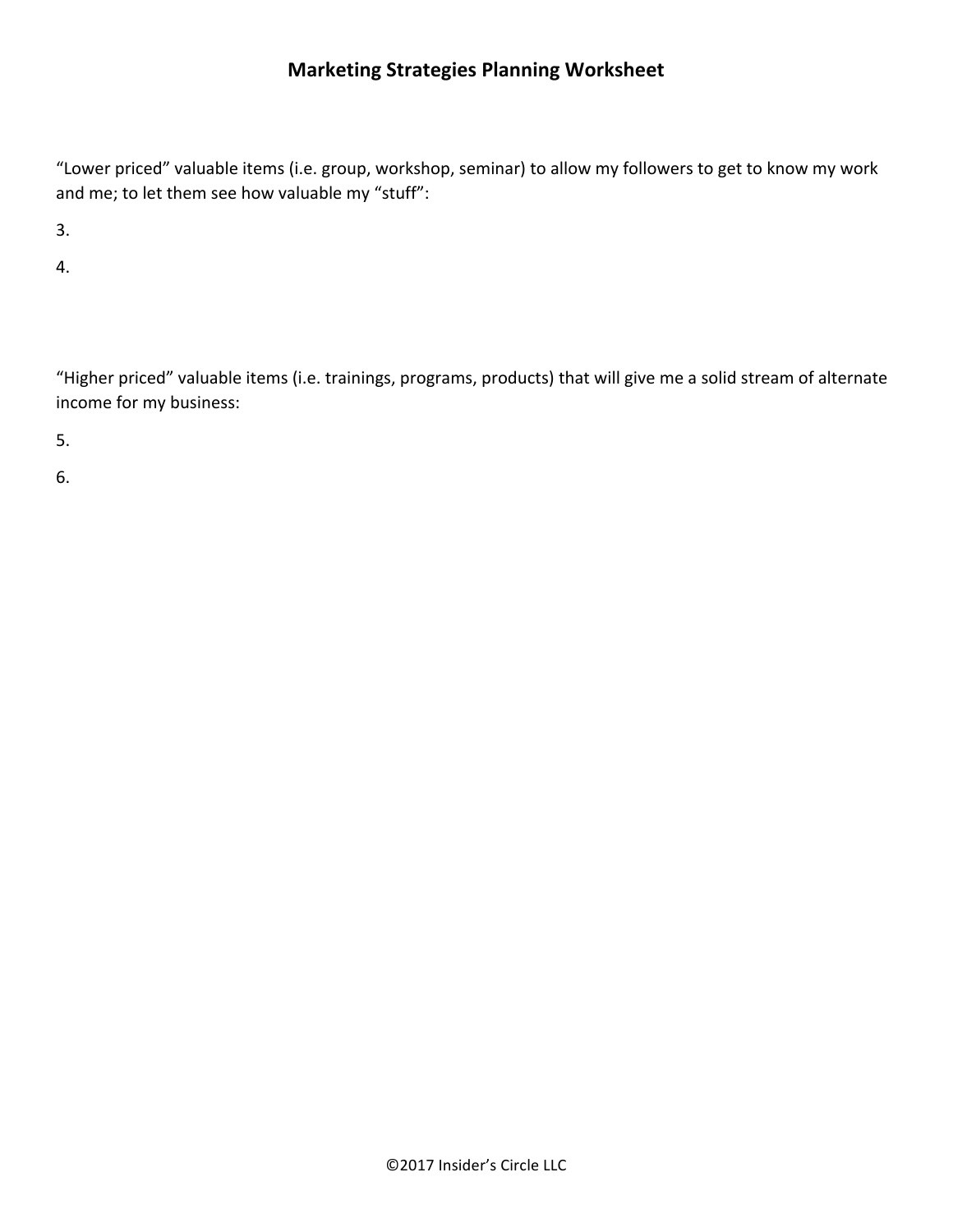## Marketing Strategies Planning Worksheet

"Lower priced" valuable items (i.e. group, workshop, seminar) to allow my followers to get to know my work and me; to let them see how valuable my "stuff":

3.

4.

"Higher priced" valuable items (i.e. trainings, programs, products) that will give me a solid stream of alternate income for my business:

5.

6.

©2017 Insider's Circle LLC